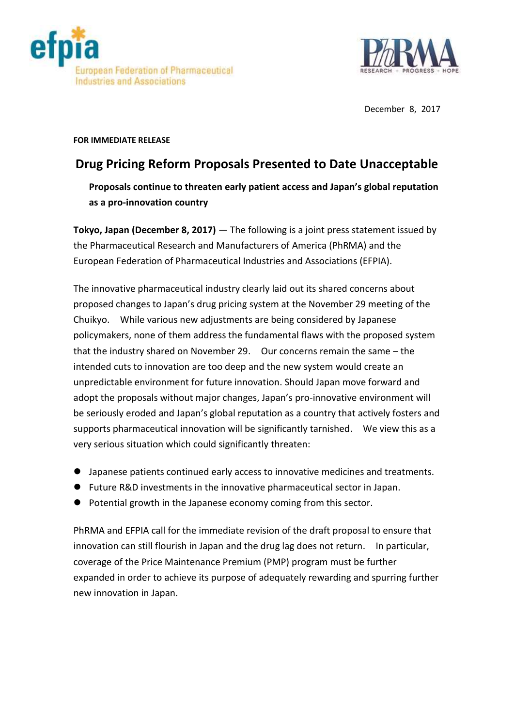efpia
European Federation of Pharmaceutical Industries and Associations

PhRMA
RESEARCH · PROGRESS · HOPE

December 8, 2017

**FOR IMMEDIATE RELEASE**

# Drug Pricing Reform Proposals Presented to Date Unacceptable

**Proposals continue to threaten early patient access and Japan's global reputation as a pro-innovation country**

**Tokyo, Japan (December 8, 2017)** — The following is a joint press statement issued by the Pharmaceutical Research and Manufacturers of America (PhRMA) and the European Federation of Pharmaceutical Industries and Associations (EFPIA).

The innovative pharmaceutical industry clearly laid out its shared concerns about proposed changes to Japan's drug pricing system at the November 29 meeting of the Chuikyo. While various new adjustments are being considered by Japanese policymakers, none of them address the fundamental flaws with the proposed system that the industry shared on November 29. Our concerns remain the same – the intended cuts to innovation are too deep and the new system would create an unpredictable environment for future innovation. Should Japan move forward and adopt the proposals without major changes, Japan's pro-innovative environment will be seriously eroded and Japan's global reputation as a country that actively fosters and supports pharmaceutical innovation will be significantly tarnished. We view this as a very serious situation which could significantly threaten:

- Japanese patients continued early access to innovative medicines and treatments.
- Future R&D investments in the innovative pharmaceutical sector in Japan.
- Potential growth in the Japanese economy coming from this sector.

PhRMA and EFPIA call for the immediate revision of the draft proposal to ensure that innovation can still flourish in Japan and the drug lag does not return. In particular, coverage of the Price Maintenance Premium (PMP) program must be further expanded in order to achieve its purpose of adequately rewarding and spurring further new innovation in Japan.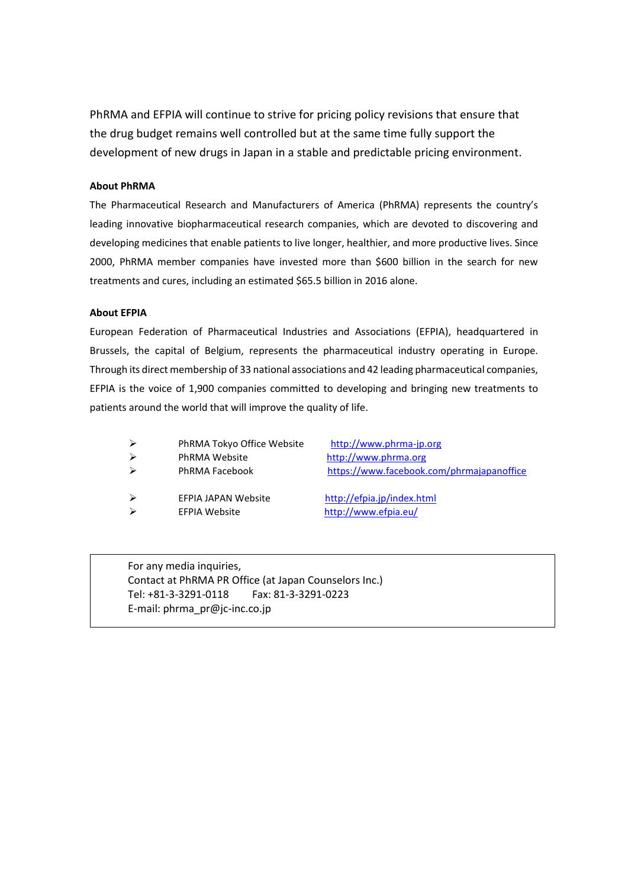PhRMA and EFPIA will continue to strive for pricing policy revisions that ensure that the drug budget remains well controlled but at the same time fully support the development of new drugs in Japan in a stable and predictable pricing environment.

**About PhRMA**

The Pharmaceutical Research and Manufacturers of America (PhRMA) represents the country's leading innovative biopharmaceutical research companies, which are devoted to discovering and developing medicines that enable patients to live longer, healthier, and more productive lives. Since 2000, PhRMA member companies have invested more than $600 billion in the search for new treatments and cures, including an estimated $65.5 billion in 2016 alone.

**About EFPIA**

European Federation of Pharmaceutical Industries and Associations (EFPIA), headquartered in Brussels, the capital of Belgium, represents the pharmaceutical industry operating in Europe. Through its direct membership of 33 national associations and 42 leading pharmaceutical companies, EFPIA is the voice of 1,900 companies committed to developing and bringing new treatments to patients around the world that will improve the quality of life.

- PhRMA Tokyo Office Website http://www.phrma-jp.org
- PhRMA Website http://www.phrma.org
- PhRMA Facebook https://www.facebook.com/phrmajapanoffice

- EFPIA JAPAN Website http://efpia.jp/index.html
- EFPIA Website http://www.efpia.eu/

For any media inquiries,
Contact at PhRMA PR Office (at Japan Counselors Inc.)
Tel: +81-3-3291-0118 Fax: 81-3-3291-0223
E-mail: phrma_pr@jc-inc.co.jp